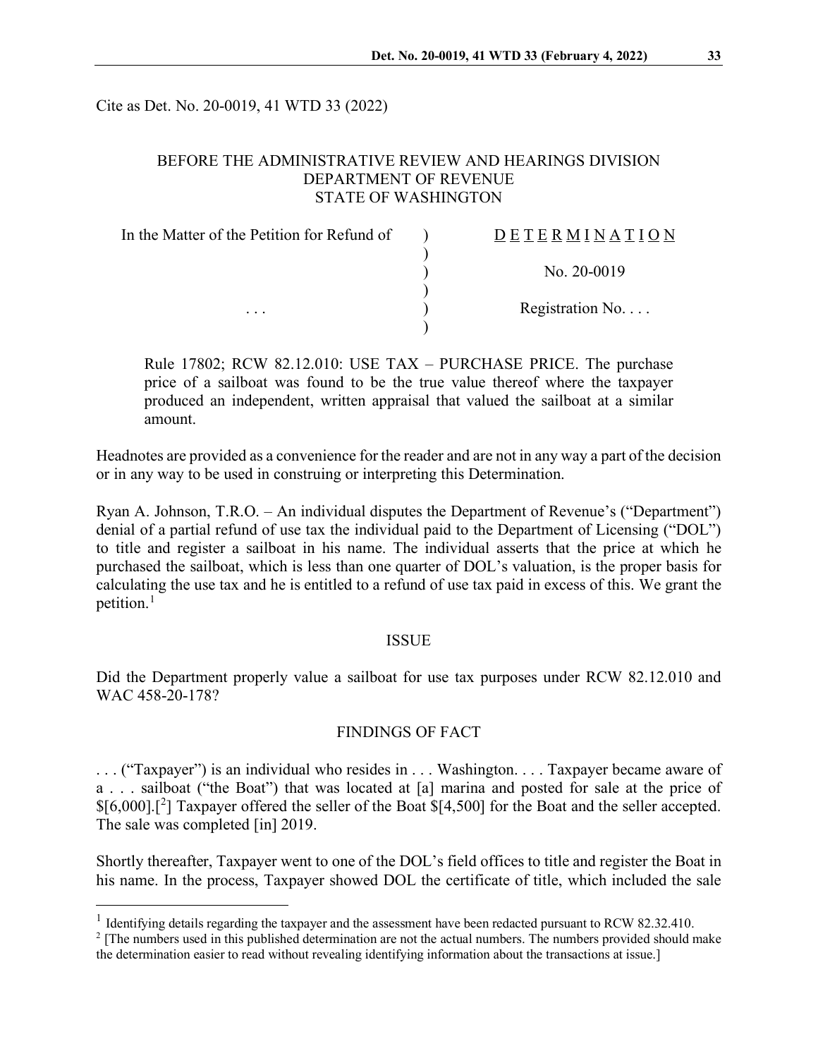Cite as Det. No. 20-0019, 41 WTD 33 (2022)

BEFORE THE ADMINISTRATIVE REVIEW AND HEARINGS DIVISION
DEPARTMENT OF REVENUE
STATE OF WASHINGTON

| In the Matter of the Petition for Refund of | ) | DETERMINATION |
|---|---|---|
| | ) | |
| | ) | No. 20-0019 |
| | ) | |
| . . . | ) | Registration No. . . . |
| | ) | |

Rule 17802; RCW 82.12.010: USE TAX – PURCHASE PRICE. The purchase price of a sailboat was found to be the true value thereof where the taxpayer produced an independent, written appraisal that valued the sailboat at a similar amount.

Headnotes are provided as a convenience for the reader and are not in any way a part of the decision or in any way to be used in construing or interpreting this Determination.

Ryan A. Johnson, T.R.O. – An individual disputes the Department of Revenue's ("Department") denial of a partial refund of use tax the individual paid to the Department of Licensing ("DOL") to title and register a sailboat in his name. The individual asserts that the price at which he purchased the sailboat, which is less than one quarter of DOL's valuation, is the proper basis for calculating the use tax and he is entitled to a refund of use tax paid in excess of this. We grant the petition.[1]

## ISSUE

Did the Department properly value a sailboat for use tax purposes under RCW 82.12.010 and WAC 458-20-178?

## FINDINGS OF FACT

. . . ("Taxpayer") is an individual who resides in . . . Washington. . . . Taxpayer became aware of a . . . sailboat ("the Boat") that was located at [a] marina and posted for sale at the price of $[6,000].[[2]] Taxpayer offered the seller of the Boat $[4,500] for the Boat and the seller accepted. The sale was completed [in] 2019.

Shortly thereafter, Taxpayer went to one of the DOL's field offices to title and register the Boat in his name. In the process, Taxpayer showed DOL the certificate of title, which included the sale

---

[1] Identifying details regarding the taxpayer and the assessment have been redacted pursuant to RCW 82.32.410.

[2] [The numbers used in this published determination are not the actual numbers. The numbers provided should make the determination easier to read without revealing identifying information about the transactions at issue.]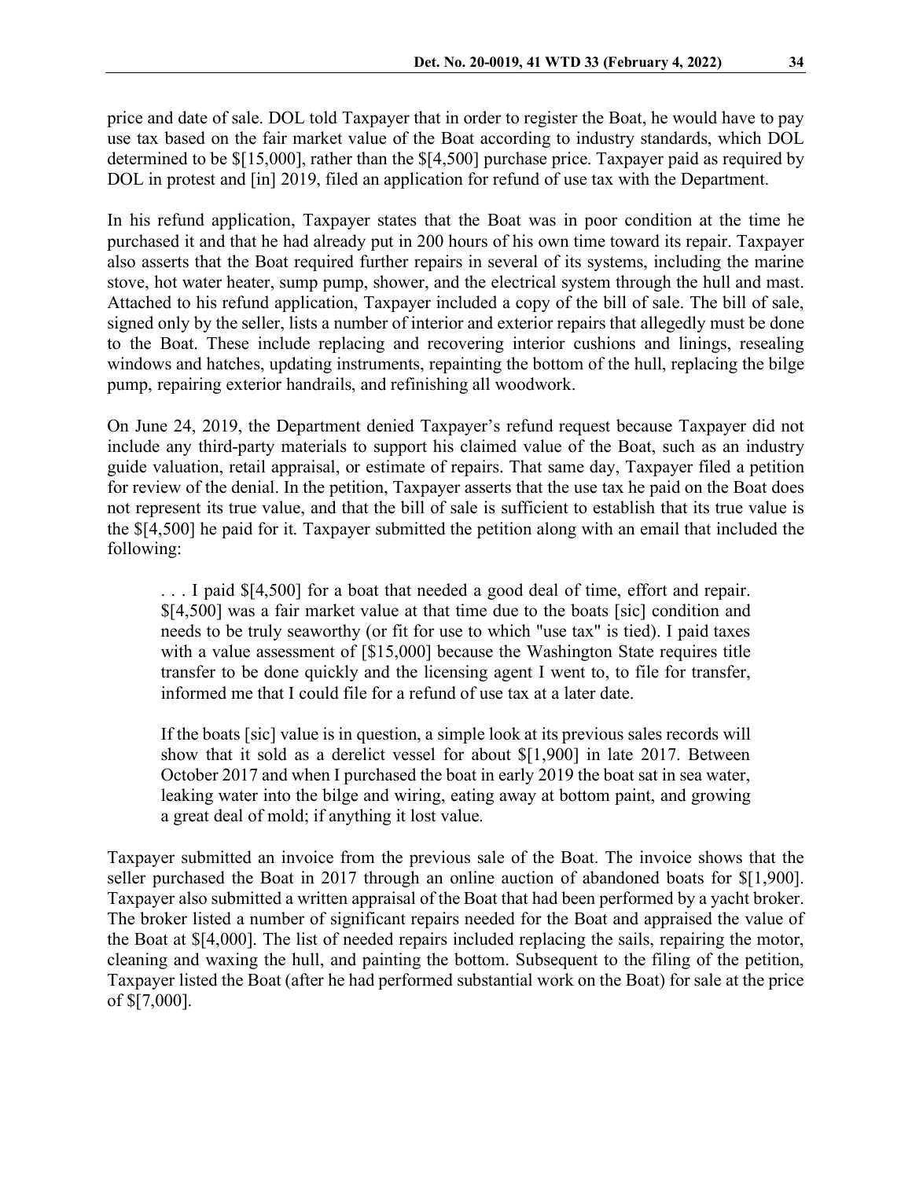price and date of sale. DOL told Taxpayer that in order to register the Boat, he would have to pay use tax based on the fair market value of the Boat according to industry standards, which DOL determined to be $[15,000], rather than the $[4,500] purchase price. Taxpayer paid as required by DOL in protest and [in] 2019, filed an application for refund of use tax with the Department.

In his refund application, Taxpayer states that the Boat was in poor condition at the time he purchased it and that he had already put in 200 hours of his own time toward its repair. Taxpayer also asserts that the Boat required further repairs in several of its systems, including the marine stove, hot water heater, sump pump, shower, and the electrical system through the hull and mast. Attached to his refund application, Taxpayer included a copy of the bill of sale. The bill of sale, signed only by the seller, lists a number of interior and exterior repairs that allegedly must be done to the Boat. These include replacing and recovering interior cushions and linings, resealing windows and hatches, updating instruments, repainting the bottom of the hull, replacing the bilge pump, repairing exterior handrails, and refinishing all woodwork.

On June 24, 2019, the Department denied Taxpayer's refund request because Taxpayer did not include any third-party materials to support his claimed value of the Boat, such as an industry guide valuation, retail appraisal, or estimate of repairs. That same day, Taxpayer filed a petition for review of the denial. In the petition, Taxpayer asserts that the use tax he paid on the Boat does not represent its true value, and that the bill of sale is sufficient to establish that its true value is the $[4,500] he paid for it. Taxpayer submitted the petition along with an email that included the following:

> . . . I paid $[4,500] for a boat that needed a good deal of time, effort and repair. $[4,500] was a fair market value at that time due to the boats [sic] condition and needs to be truly seaworthy (or fit for use to which "use tax" is tied). I paid taxes with a value assessment of [$15,000] because the Washington State requires title transfer to be done quickly and the licensing agent I went to, to file for transfer, informed me that I could file for a refund of use tax at a later date.
>
> If the boats [sic] value is in question, a simple look at its previous sales records will show that it sold as a derelict vessel for about $[1,900] in late 2017. Between October 2017 and when I purchased the boat in early 2019 the boat sat in sea water, leaking water into the bilge and wiring, eating away at bottom paint, and growing a great deal of mold; if anything it lost value.

Taxpayer submitted an invoice from the previous sale of the Boat. The invoice shows that the seller purchased the Boat in 2017 through an online auction of abandoned boats for $[1,900]. Taxpayer also submitted a written appraisal of the Boat that had been performed by a yacht broker. The broker listed a number of significant repairs needed for the Boat and appraised the value of the Boat at $[4,000]. The list of needed repairs included replacing the sails, repairing the motor, cleaning and waxing the hull, and painting the bottom. Subsequent to the filing of the petition, Taxpayer listed the Boat (after he had performed substantial work on the Boat) for sale at the price of $[7,000].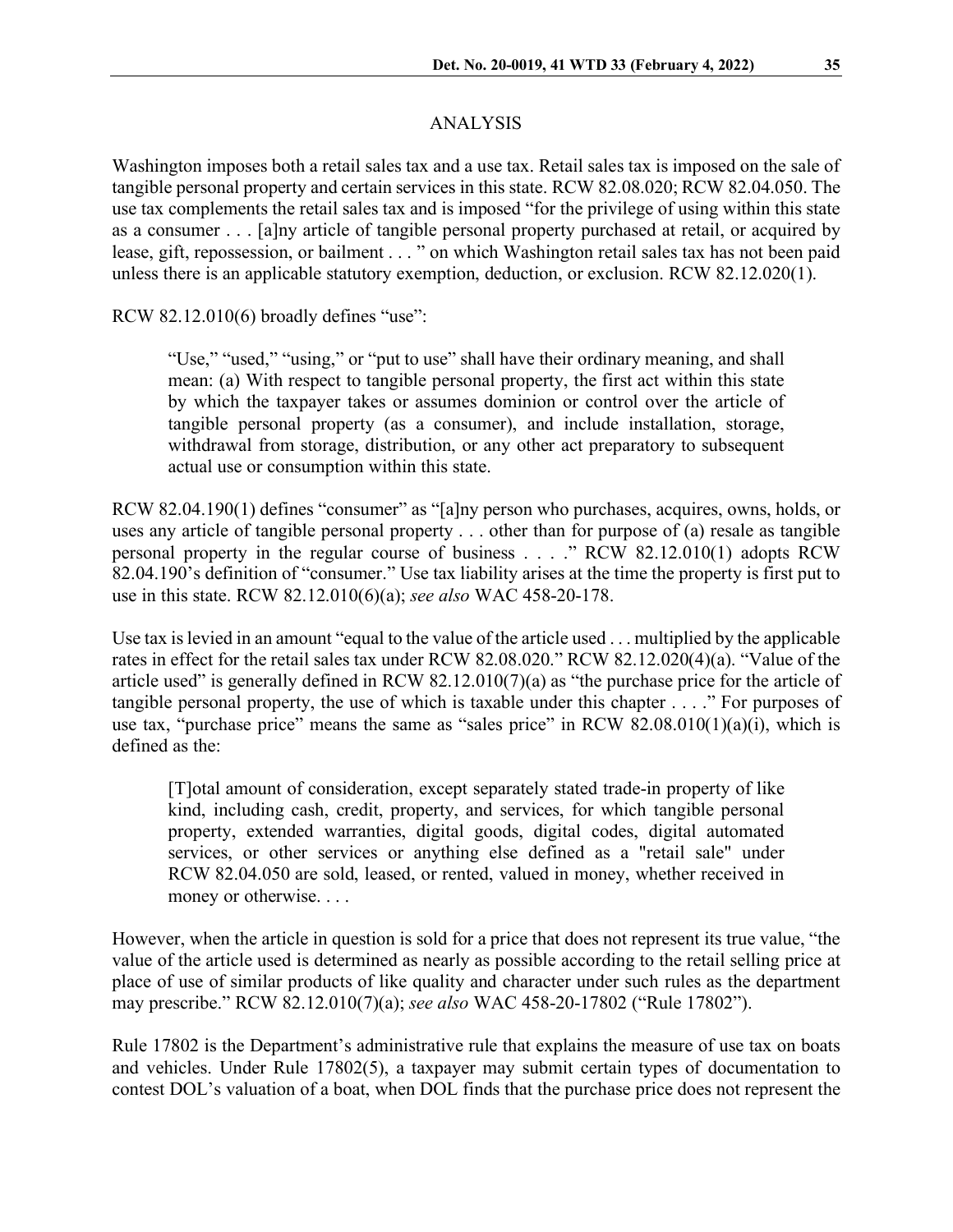## ANALYSIS

Washington imposes both a retail sales tax and a use tax. Retail sales tax is imposed on the sale of tangible personal property and certain services in this state. RCW 82.08.020; RCW 82.04.050. The use tax complements the retail sales tax and is imposed "for the privilege of using within this state as a consumer . . . [a]ny article of tangible personal property purchased at retail, or acquired by lease, gift, repossession, or bailment . . . " on which Washington retail sales tax has not been paid unless there is an applicable statutory exemption, deduction, or exclusion. RCW 82.12.020(1).

RCW 82.12.010(6) broadly defines "use":

> "Use," "used," "using," or "put to use" shall have their ordinary meaning, and shall mean: (a) With respect to tangible personal property, the first act within this state by which the taxpayer takes or assumes dominion or control over the article of tangible personal property (as a consumer), and include installation, storage, withdrawal from storage, distribution, or any other act preparatory to subsequent actual use or consumption within this state.

RCW 82.04.190(1) defines "consumer" as "[a]ny person who purchases, acquires, owns, holds, or uses any article of tangible personal property . . . other than for purpose of (a) resale as tangible personal property in the regular course of business . . . ." RCW 82.12.010(1) adopts RCW 82.04.190's definition of "consumer." Use tax liability arises at the time the property is first put to use in this state. RCW 82.12.010(6)(a); *see also* WAC 458-20-178.

Use tax is levied in an amount "equal to the value of the article used . . . multiplied by the applicable rates in effect for the retail sales tax under RCW 82.08.020." RCW 82.12.020(4)(a). "Value of the article used" is generally defined in RCW 82.12.010(7)(a) as "the purchase price for the article of tangible personal property, the use of which is taxable under this chapter . . . ." For purposes of use tax, "purchase price" means the same as "sales price" in RCW 82.08.010(1)(a)(i), which is defined as the:

> [T]otal amount of consideration, except separately stated trade-in property of like kind, including cash, credit, property, and services, for which tangible personal property, extended warranties, digital goods, digital codes, digital automated services, or other services or anything else defined as a "retail sale" under RCW 82.04.050 are sold, leased, or rented, valued in money, whether received in money or otherwise. . . .

However, when the article in question is sold for a price that does not represent its true value, "the value of the article used is determined as nearly as possible according to the retail selling price at place of use of similar products of like quality and character under such rules as the department may prescribe." RCW 82.12.010(7)(a); *see also* WAC 458-20-17802 ("Rule 17802").

Rule 17802 is the Department's administrative rule that explains the measure of use tax on boats and vehicles. Under Rule 17802(5), a taxpayer may submit certain types of documentation to contest DOL's valuation of a boat, when DOL finds that the purchase price does not represent the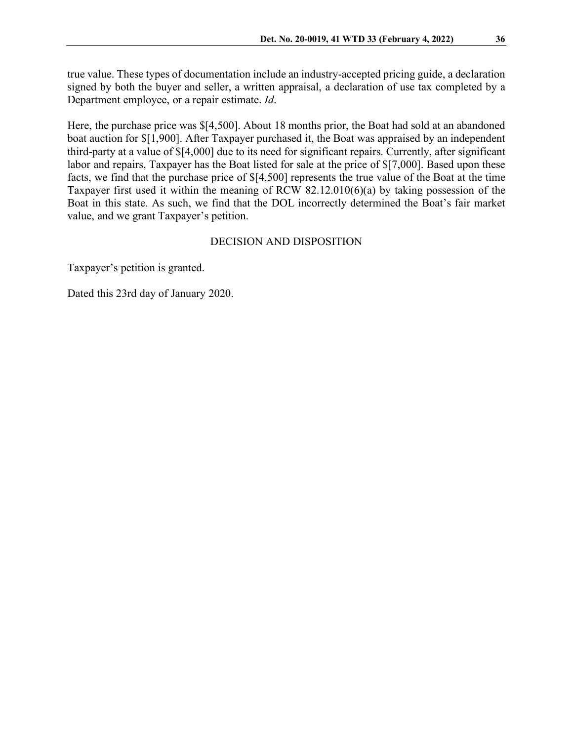true value. These types of documentation include an industry-accepted pricing guide, a declaration signed by both the buyer and seller, a written appraisal, a declaration of use tax completed by a Department employee, or a repair estimate. *Id*.

Here, the purchase price was $[4,500]. About 18 months prior, the Boat had sold at an abandoned boat auction for $[1,900]. After Taxpayer purchased it, the Boat was appraised by an independent third-party at a value of $[4,000] due to its need for significant repairs. Currently, after significant labor and repairs, Taxpayer has the Boat listed for sale at the price of $[7,000]. Based upon these facts, we find that the purchase price of $[4,500] represents the true value of the Boat at the time Taxpayer first used it within the meaning of RCW 82.12.010(6)(a) by taking possession of the Boat in this state. As such, we find that the DOL incorrectly determined the Boat's fair market value, and we grant Taxpayer's petition.

## DECISION AND DISPOSITION

Taxpayer's petition is granted.

Dated this 23rd day of January 2020.